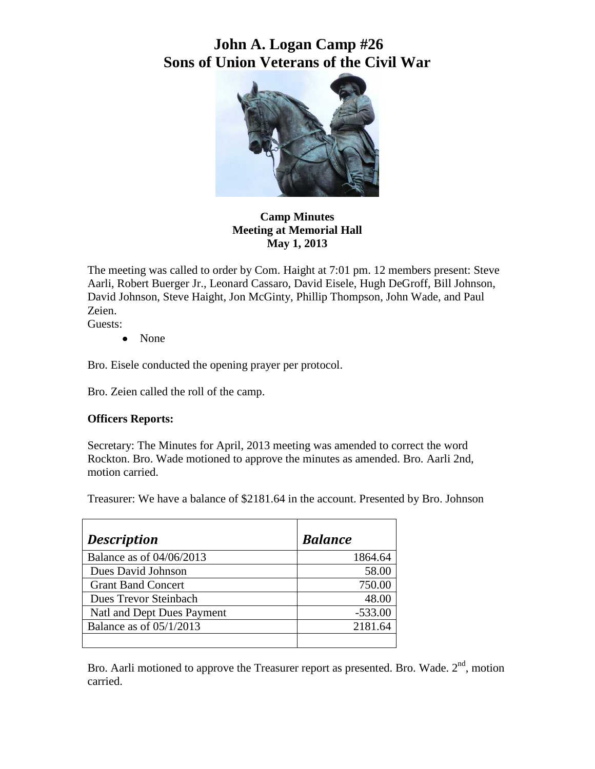# John A. Logan Camp #26
# Sons of Union Veterans of the Civil War

**Camp Minutes**
**Meeting at Memorial Hall**
**May 1, 2013**

The meeting was called to order by Com. Haight at 7:01 pm. 12 members present: Steve Aarli, Robert Buerger Jr., Leonard Cassaro, David Eisele, Hugh DeGroff, Bill Johnson, David Johnson, Steve Haight, Jon McGinty, Phillip Thompson, John Wade, and Paul Zeien.

Guests:

- None

Bro. Eisele conducted the opening prayer per protocol.

Bro. Zeien called the roll of the camp.

**Officers Reports:**

Secretary: The Minutes for April, 2013 meeting was amended to correct the word Rockton. Bro. Wade motioned to approve the minutes as amended. Bro. Aarli 2nd, motion carried.

Treasurer: We have a balance of $2181.64 in the account. Presented by Bro. Johnson

| *Description* | *Balance* |
|---|---|
| Balance as of 04/06/2013 | 1864.64 |
| Dues David Johnson | 58.00 |
| Grant Band Concert | 750.00 |
| Dues Trevor Steinbach | 48.00 |
| Natl and Dept Dues Payment | -533.00 |
| Balance as of 05/1/2013 | 2181.64 |
| | |

Bro. Aarli motioned to approve the Treasurer report as presented. Bro. Wade. 2nd, motion carried.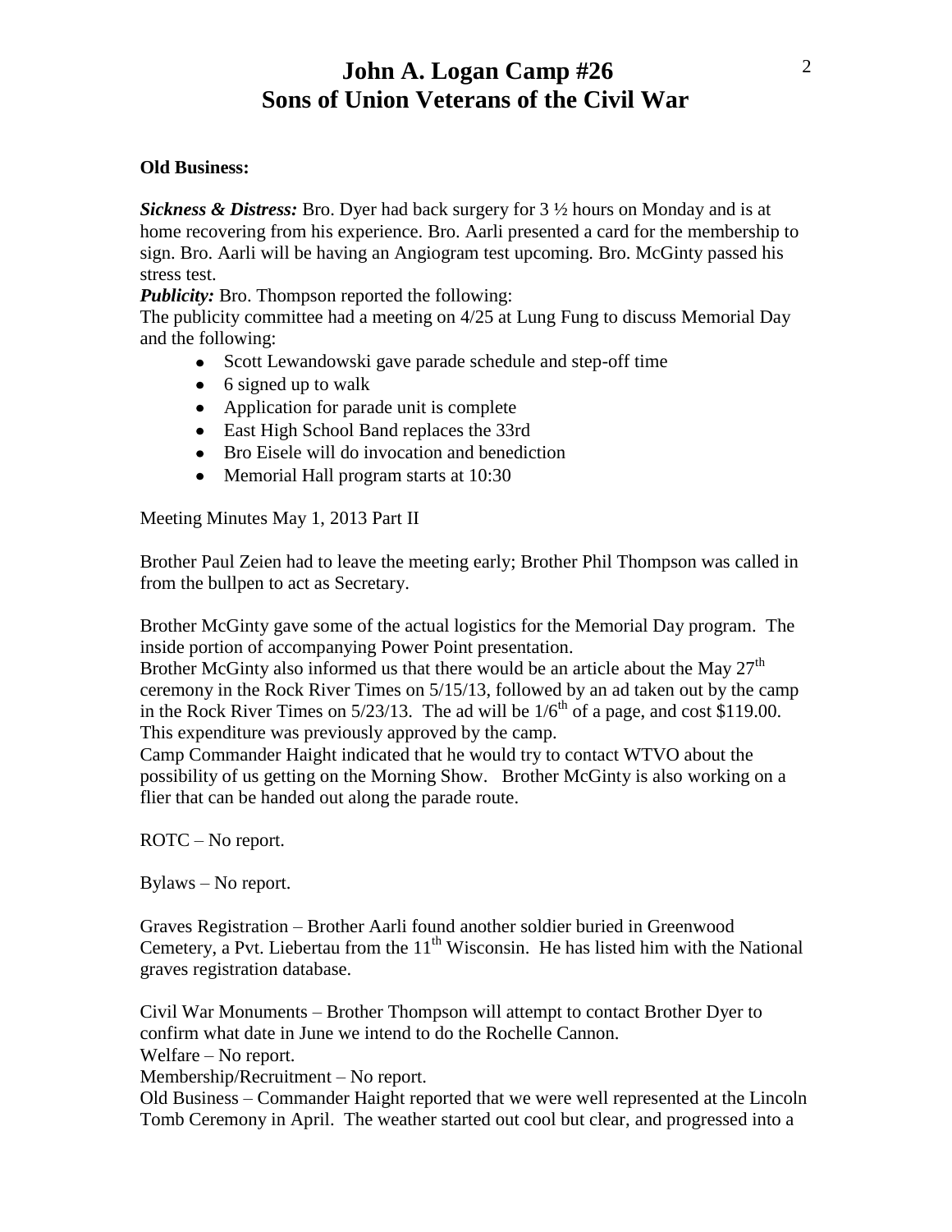**Old Business:**

***Sickness & Distress:*** Bro. Dyer had back surgery for 3 ½ hours on Monday and is at home recovering from his experience. Bro. Aarli presented a card for the membership to sign. Bro. Aarli will be having an Angiogram test upcoming. Bro. McGinty passed his stress test.

***Publicity:*** Bro. Thompson reported the following:

The publicity committee had a meeting on 4/25 at Lung Fung to discuss Memorial Day and the following:

- Scott Lewandowski gave parade schedule and step-off time
- 6 signed up to walk
- Application for parade unit is complete
- East High School Band replaces the 33rd
- Bro Eisele will do invocation and benediction
- Memorial Hall program starts at 10:30

Meeting Minutes May 1, 2013 Part II

Brother Paul Zeien had to leave the meeting early; Brother Phil Thompson was called in from the bullpen to act as Secretary.

Brother McGinty gave some of the actual logistics for the Memorial Day program. The inside portion of accompanying Power Point presentation.

Brother McGinty also informed us that there would be an article about the May 27th ceremony in the Rock River Times on 5/15/13, followed by an ad taken out by the camp in the Rock River Times on 5/23/13. The ad will be 1/6th of a page, and cost $119.00. This expenditure was previously approved by the camp.

Camp Commander Haight indicated that he would try to contact WTVO about the possibility of us getting on the Morning Show. Brother McGinty is also working on a flier that can be handed out along the parade route.

ROTC – No report.

Bylaws – No report.

Graves Registration – Brother Aarli found another soldier buried in Greenwood Cemetery, a Pvt. Liebertau from the 11th Wisconsin. He has listed him with the National graves registration database.

Civil War Monuments – Brother Thompson will attempt to contact Brother Dyer to confirm what date in June we intend to do the Rochelle Cannon.

Welfare – No report.

Membership/Recruitment – No report.

Old Business – Commander Haight reported that we were well represented at the Lincoln Tomb Ceremony in April. The weather started out cool but clear, and progressed into a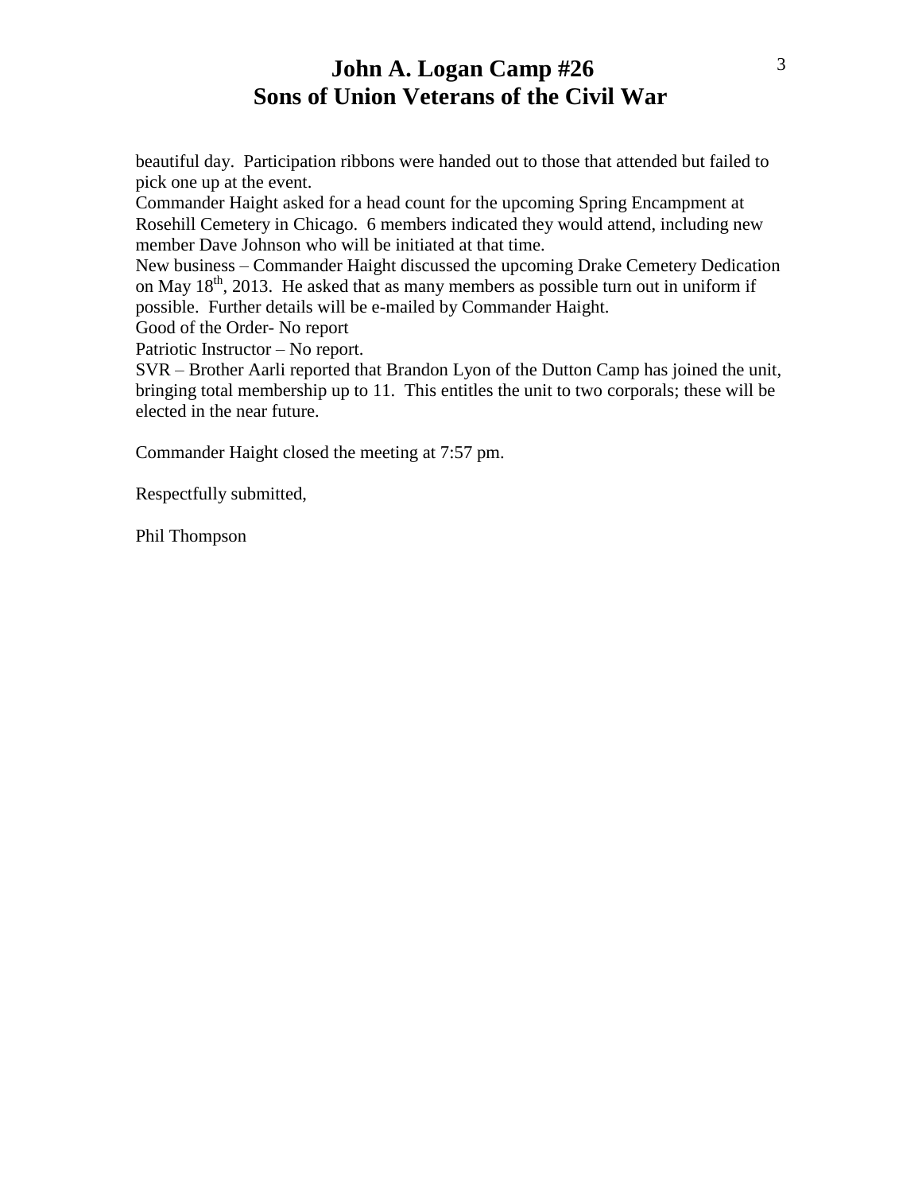beautiful day.  Participation ribbons were handed out to those that attended but failed to pick one up at the event.

Commander Haight asked for a head count for the upcoming Spring Encampment at Rosehill Cemetery in Chicago.  6 members indicated they would attend, including new member Dave Johnson who will be initiated at that time.

New business – Commander Haight discussed the upcoming Drake Cemetery Dedication on May 18th, 2013.  He asked that as many members as possible turn out in uniform if possible.  Further details will be e-mailed by Commander Haight.

Good of the Order- No report

Patriotic Instructor – No report.

SVR – Brother Aarli reported that Brandon Lyon of the Dutton Camp has joined the unit, bringing total membership up to 11.  This entitles the unit to two corporals; these will be elected in the near future.

Commander Haight closed the meeting at 7:57 pm.

Respectfully submitted,

Phil Thompson